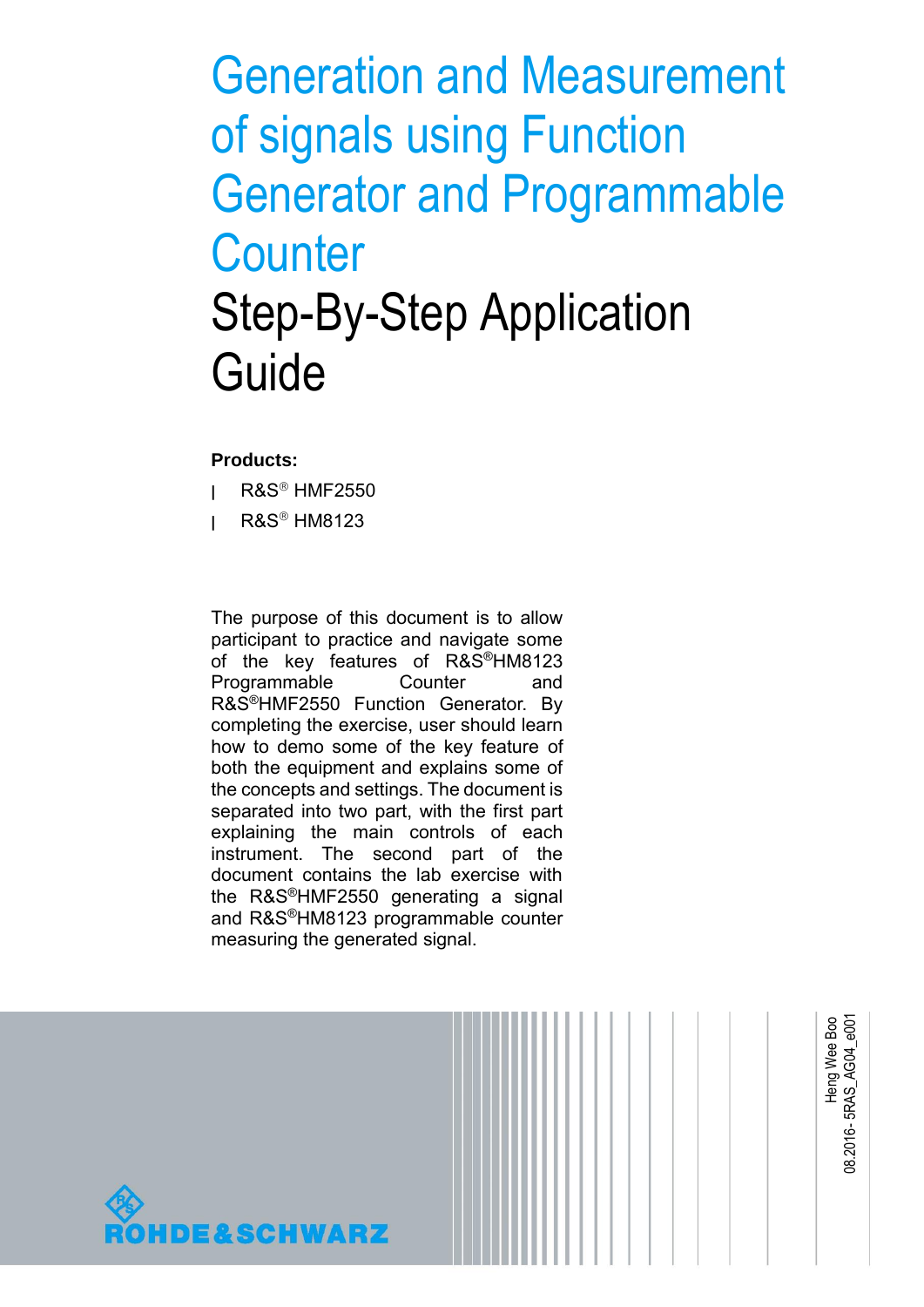# Generation and Measurement of signals using Function Generator and Programmable Counter

## Step-By-Step Application Guide

**Products:**

- R&S® HMF2550
- R&S® HM8123

The purpose of this document is to allow participant to practice and navigate some of the key features of R&S®HM8123 Programmable Counter and R&S®HMF2550 Function Generator. By completing the exercise, user should learn how to demo some of the key feature of both the equipment and explains some of the concepts and settings. The document is separated into two part, with the first part explaining the main controls of each instrument. The second part of the document contains the lab exercise with the R&S®HMF2550 generating a signal and R&S®HM8123 programmable counter measuring the generated signal.

Heng Wee Boo

08.2016- 5RAS_AG04_e001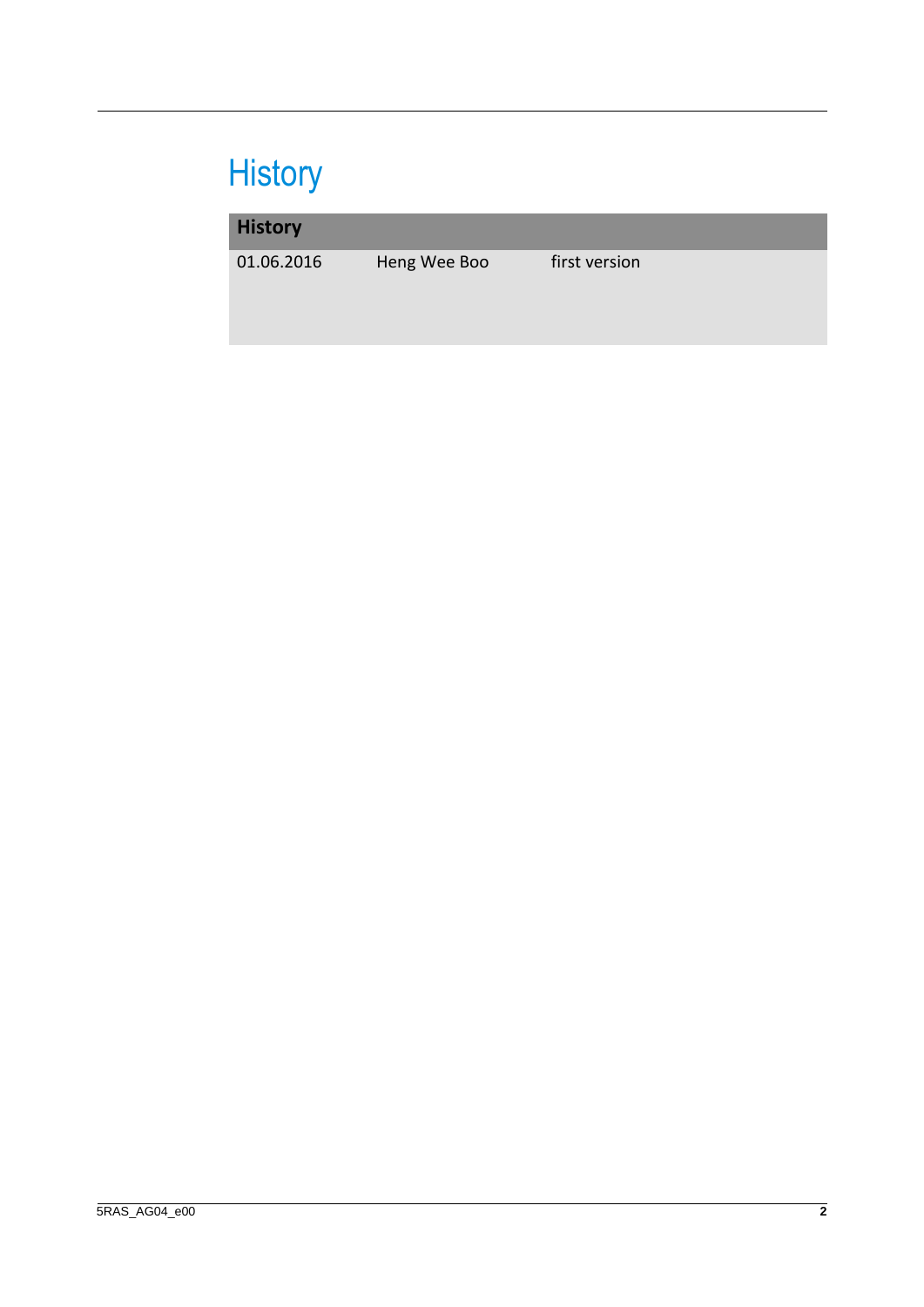# History

| History | | |
|---|---|---|
| 01.06.2016 | Heng Wee Boo | first version |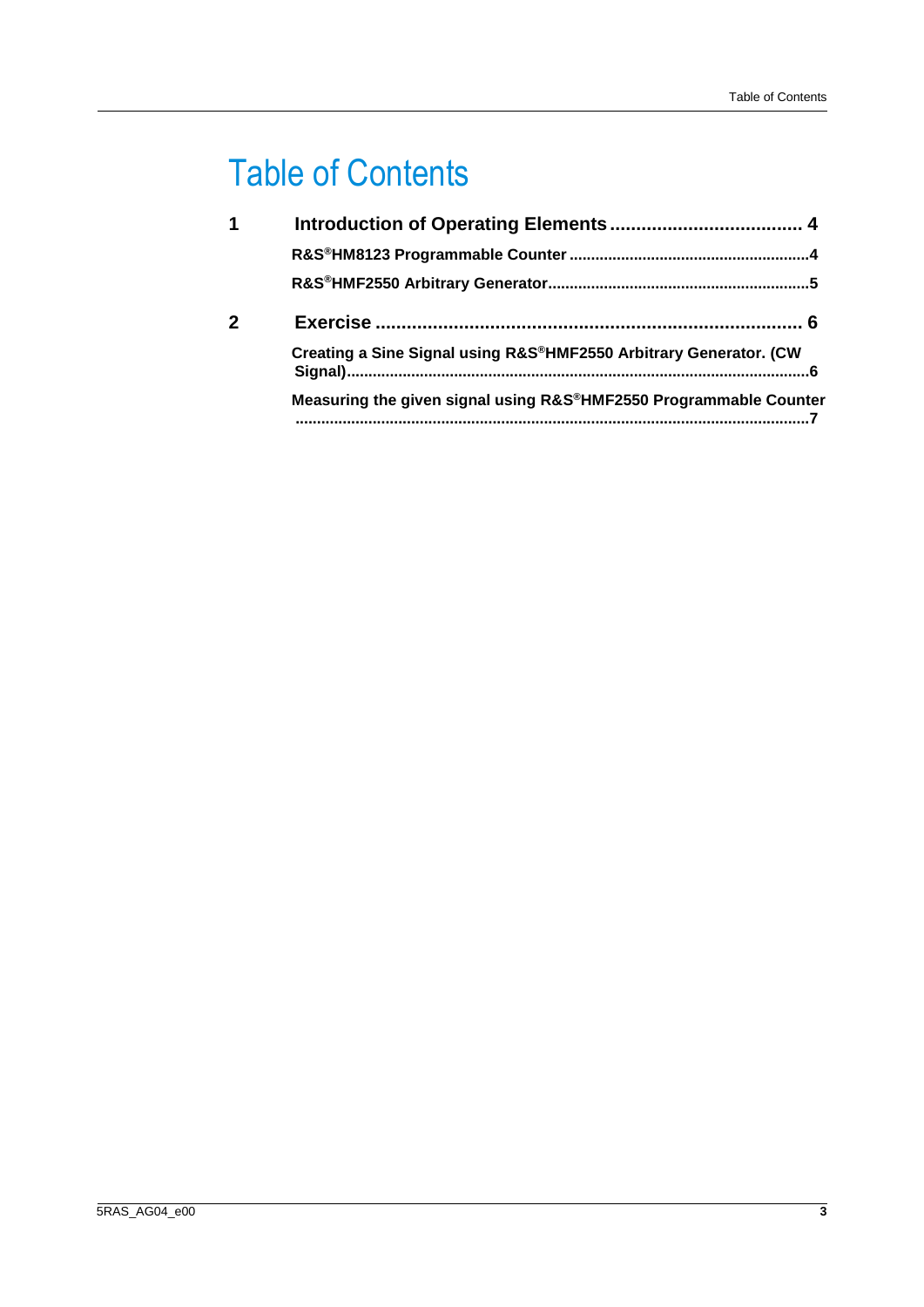# Table of Contents

| | | |
|---|---|---|
| **1** | **Introduction of Operating Elements** | **4** |
| | **R&S®HM8123 Programmable Counter** | **4** |
| | **R&S®HMF2550 Arbitrary Generator** | **5** |
| **2** | **Exercise** | **6** |
| | **Creating a Sine Signal using R&S®HMF2550 Arbitrary Generator. (CW Signal)** | **6** |
| | **Measuring the given signal using R&S®HMF2550 Programmable Counter** | **7** |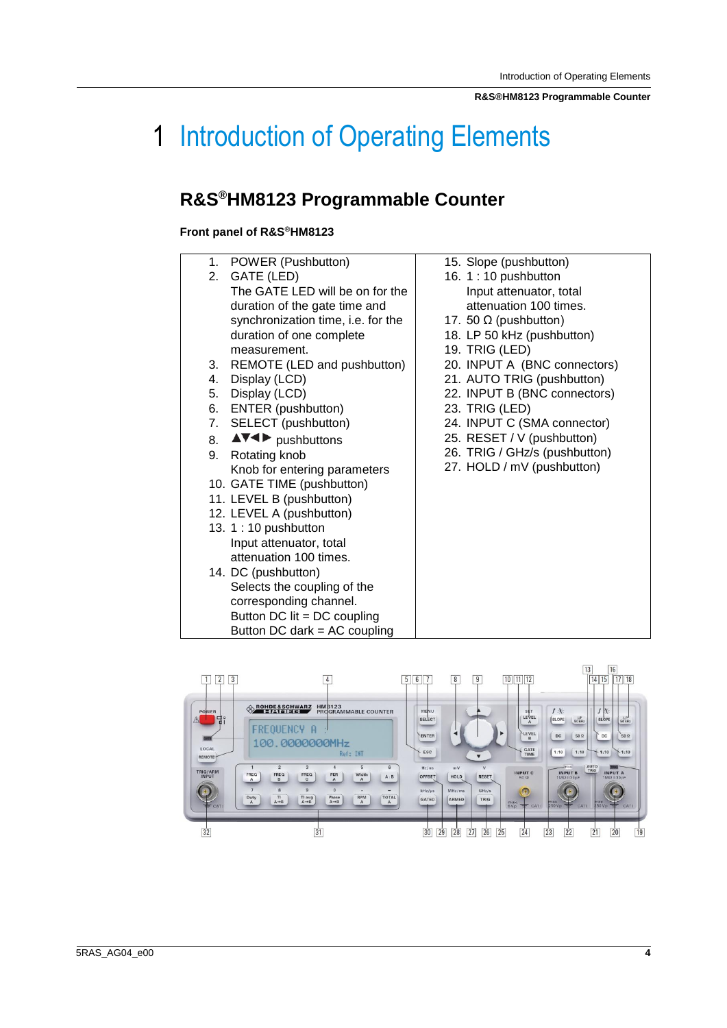# 1 Introduction of Operating Elements

## R&S®HM8123 Programmable Counter

**Front panel of R&S®HM8123**

| | |
|---|---|
| 1. POWER (Pushbutton)<br>2. GATE (LED)<br>The GATE LED will be on for the duration of the gate time and synchronization time, i.e. for the duration of one complete measurement.<br>3. REMOTE (LED and pushbutton)<br>4. Display (LCD)<br>5. Display (LCD)<br>6. ENTER (pushbutton)<br>7. SELECT (pushbutton)<br>8. ▲▼◀▶ pushbuttons<br>9. Rotating knob<br>Knob for entering parameters<br>10. GATE TIME (pushbutton)<br>11. LEVEL B (pushbutton)<br>12. LEVEL A (pushbutton)<br>13. 1 : 10 pushbutton<br>Input attenuator, total attenuation 100 times.<br>14. DC (pushbutton)<br>Selects the coupling of the corresponding channel.<br>Button DC lit = DC coupling<br>Button DC dark = AC coupling | 15. Slope (pushbutton)<br>16. 1 : 10 pushbutton<br>Input attenuator, total attenuation 100 times.<br>17. 50 Ω (pushbutton)<br>18. LP 50 kHz (pushbutton)<br>19. TRIG (LED)<br>20. INPUT A (BNC connectors)<br>21. AUTO TRIG (pushbutton)<br>22. INPUT B (BNC connectors)<br>23. TRIG (LED)<br>24. INPUT C (SMA connector)<br>25. RESET / V (pushbutton)<br>26. TRIG / GHz/s (pushbutton)<br>27. HOLD / mV (pushbutton) |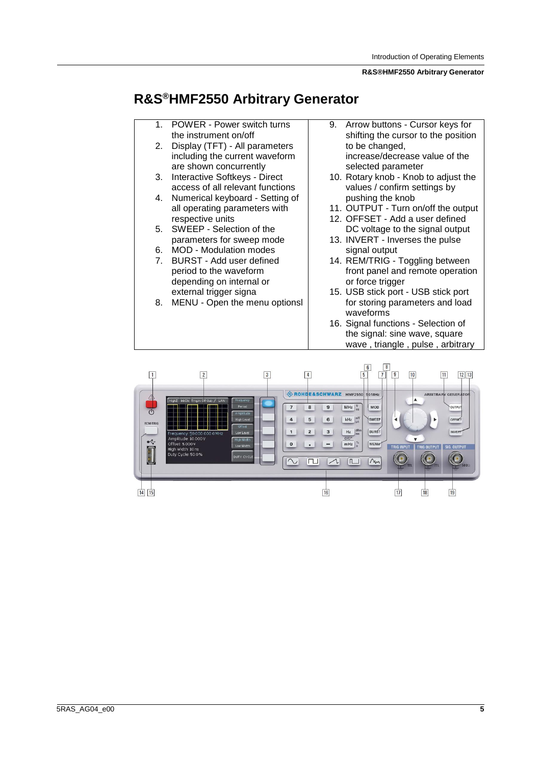# R&S®HMF2550 Arbitrary Generator

1. POWER - Power switch turns the instrument on/off
2. Display (TFT) - All parameters including the current waveform are shown concurrently
3. Interactive Softkeys - Direct access of all relevant functions
4. Numerical keyboard - Setting of all operating parameters with respective units
5. SWEEP - Selection of the parameters for sweep mode
6. MOD - Modulation modes
7. BURST - Add user defined period to the waveform depending on internal or external trigger signa
8. MENU - Open the menu optionsl
9. Arrow buttons - Cursor keys for shifting the cursor to the position to be changed, increase/decrease value of the selected parameter
10. Rotary knob - Knob to adjust the values / confirm settings by pushing the knob
11. OUTPUT - Turn on/off the output
12. OFFSET - Add a user defined DC voltage to the signal output
13. INVERT - Inverses the pulse signal output
14. REM/TRIG - Toggling between front panel and remote operation or force trigger
15. USB stick port - USB stick port for storing parameters and load waveforms
16. Signal functions - Selection of the signal: sine wave, square wave , triangle , pulse , arbitrary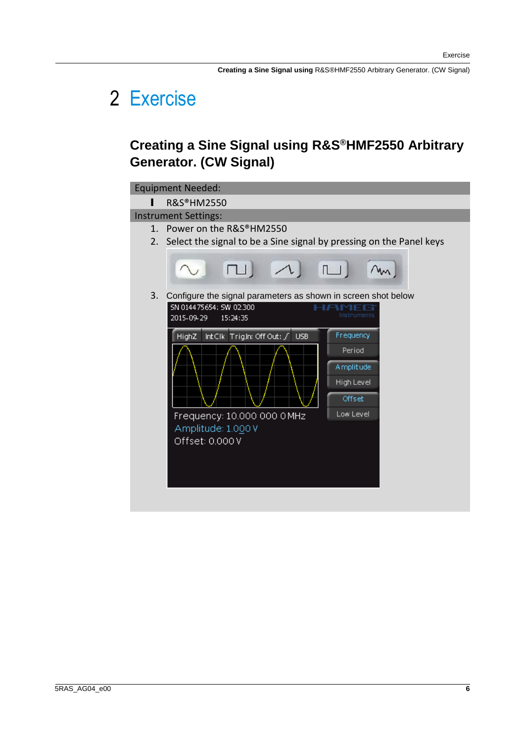# 2 Exercise

## Creating a Sine Signal using R&S®HMF2550 Arbitrary Generator. (CW Signal)

**Equipment Needed:**

- R&S®HM2550

**Instrument Settings:**

1. Power on the R&S®HM2550
2. Select the signal to be a Sine signal by pressing on the Panel keys
3. Configure the signal parameters as shown in screen shot below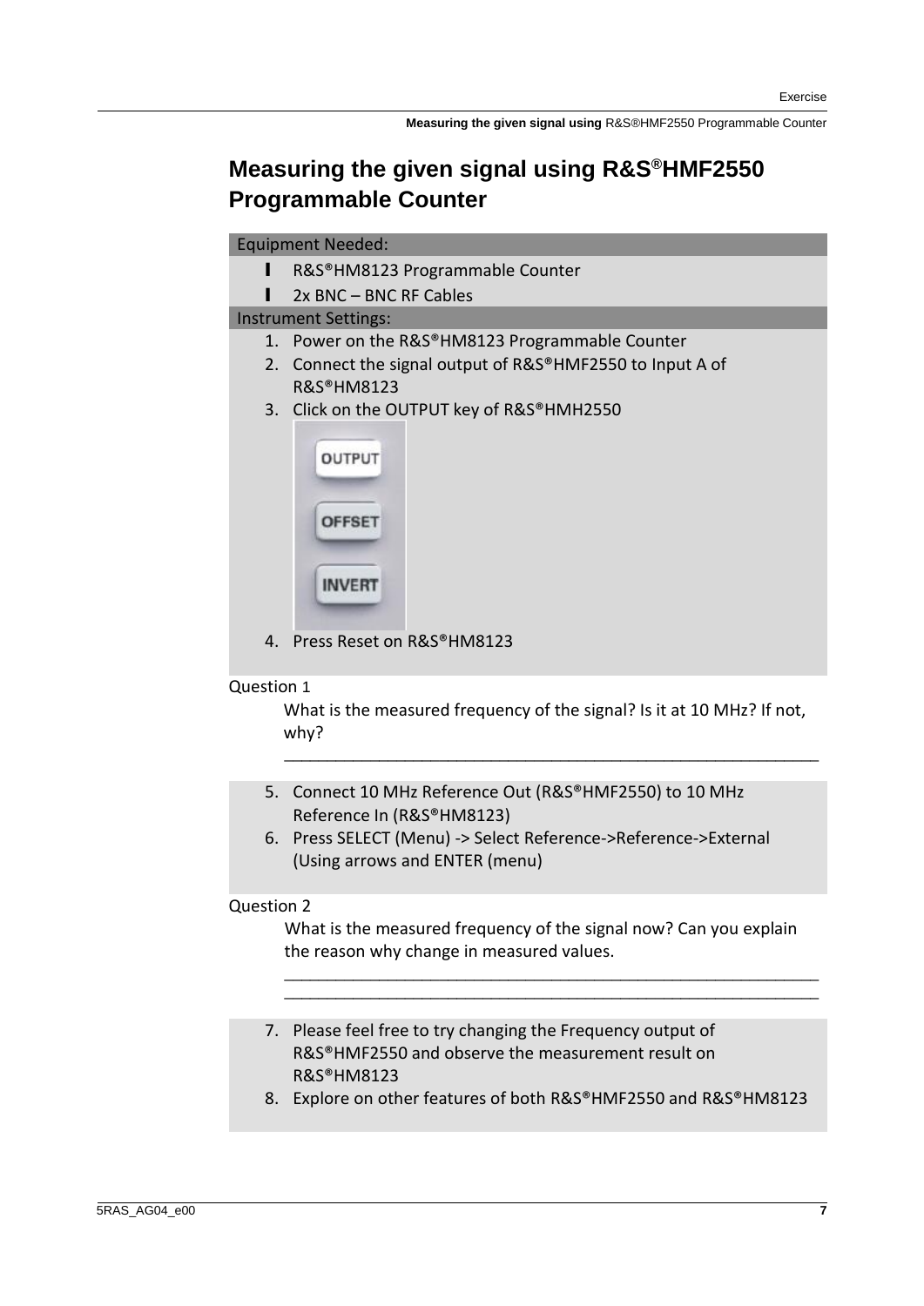# Measuring the given signal using R&S®HMF2550 Programmable Counter

**Equipment Needed:**

- R&S®HM8123 Programmable Counter
- 2x BNC – BNC RF Cables

**Instrument Settings:**

1. Power on the R&S®HM8123 Programmable Counter
2. Connect the signal output of R&S®HMF2550 to Input A of R&S®HM8123
3. Click on the OUTPUT key of R&S®HMH2550
4. Press Reset on R&S®HM8123

Question 1

What is the measured frequency of the signal? Is it at 10 MHz? If not, why?

\_\_\_\_\_\_\_\_\_\_\_\_\_\_\_\_\_\_\_\_\_\_\_\_\_\_\_\_\_\_\_\_\_\_\_\_\_\_\_\_\_\_\_\_\_\_\_\_\_\_\_\_\_\_\_\_\_\_\_\_

5. Connect 10 MHz Reference Out (R&S®HMF2550) to 10 MHz Reference In (R&S®HM8123)
6. Press SELECT (Menu) -> Select Reference->Reference->External (Using arrows and ENTER (menu)

Question 2

What is the measured frequency of the signal now? Can you explain the reason why change in measured values.

\_\_\_\_\_\_\_\_\_\_\_\_\_\_\_\_\_\_\_\_\_\_\_\_\_\_\_\_\_\_\_\_\_\_\_\_\_\_\_\_\_\_\_\_\_\_\_\_\_\_\_\_\_\_\_\_\_\_\_\_
\_\_\_\_\_\_\_\_\_\_\_\_\_\_\_\_\_\_\_\_\_\_\_\_\_\_\_\_\_\_\_\_\_\_\_\_\_\_\_\_\_\_\_\_\_\_\_\_\_\_\_\_\_\_\_\_\_\_\_\_

7. Please feel free to try changing the Frequency output of R&S®HMF2550 and observe the measurement result on R&S®HM8123
8. Explore on other features of both R&S®HMF2550 and R&S®HM8123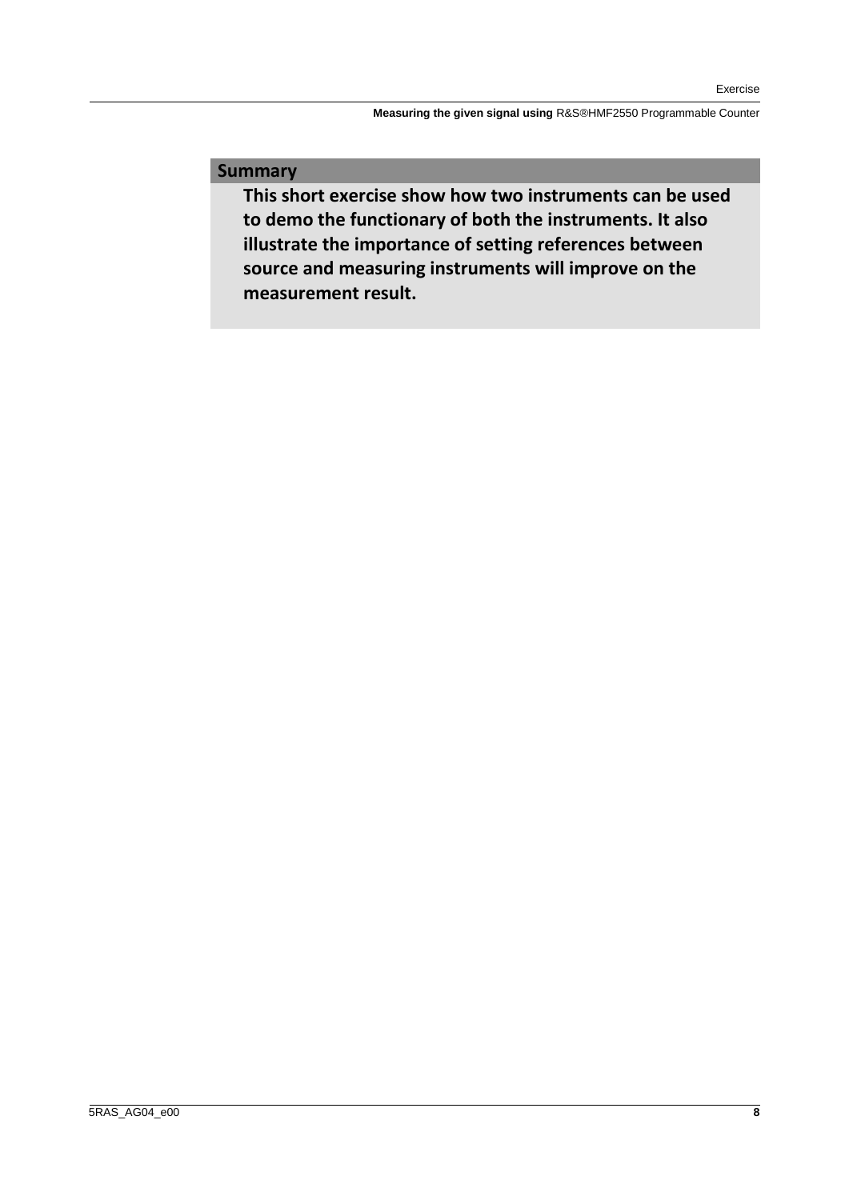## Summary

**This short exercise show how two instruments can be used to demo the functionary of both the instruments. It also illustrate the importance of setting references between source and measuring instruments will improve on the measurement result.**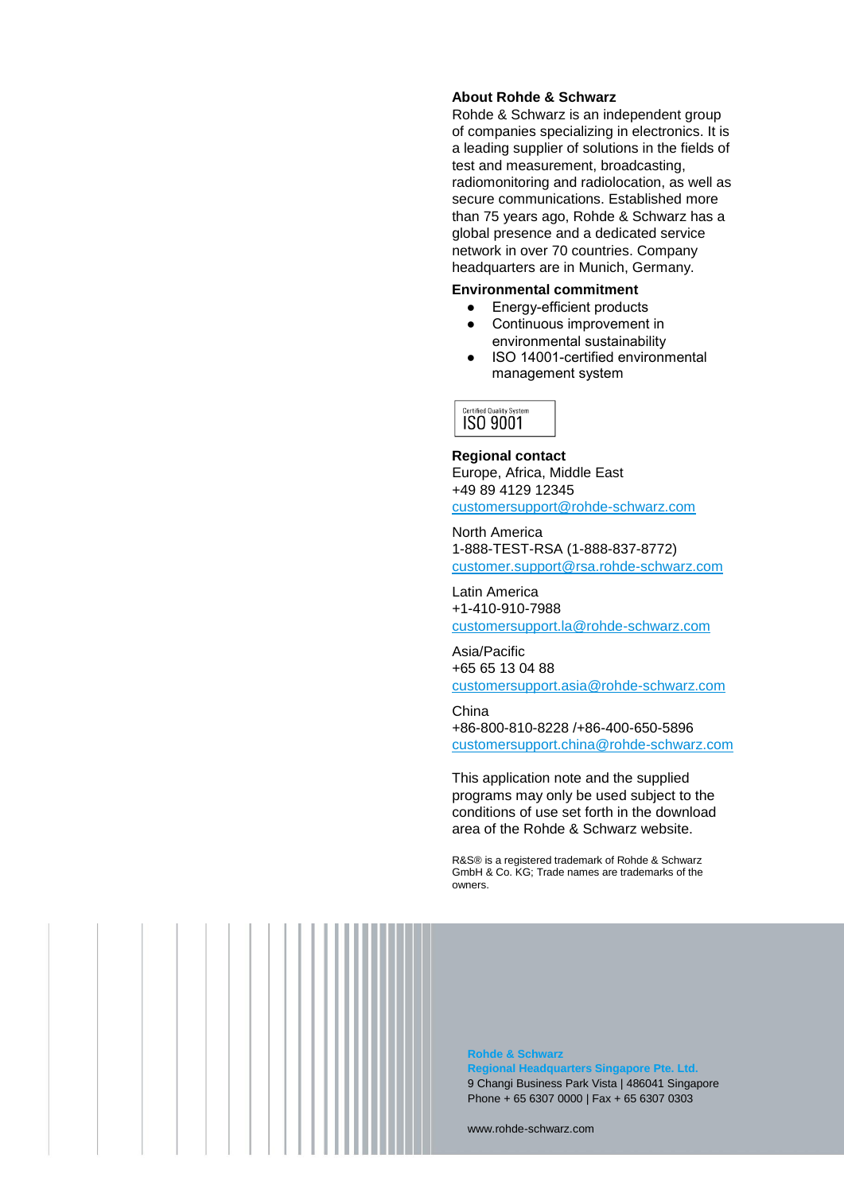## About Rohde & Schwarz

Rohde & Schwarz is an independent group of companies specializing in electronics. It is a leading supplier of solutions in the fields of test and measurement, broadcasting, radiomonitoring and radiolocation, as well as secure communications. Established more than 75 years ago, Rohde & Schwarz has a global presence and a dedicated service network in over 70 countries. Company headquarters are in Munich, Germany.

## Environmental commitment

- Energy-efficient products
- Continuous improvement in environmental sustainability
- ISO 14001-certified environmental management system

Certified Quality System
ISO 9001

## Regional contact

Europe, Africa, Middle East
+49 89 4129 12345
customersupport@rohde-schwarz.com

North America
1-888-TEST-RSA (1-888-837-8772)
customer.support@rsa.rohde-schwarz.com

Latin America
+1-410-910-7988
customersupport.la@rohde-schwarz.com

Asia/Pacific
+65 65 13 04 88
customersupport.asia@rohde-schwarz.com

China
+86-800-810-8228 /+86-400-650-5896
customersupport.china@rohde-schwarz.com

This application note and the supplied programs may only be used subject to the conditions of use set forth in the download area of the Rohde & Schwarz website.

R&S® is a registered trademark of Rohde & Schwarz GmbH & Co. KG; Trade names are trademarks of the owners.

**Rohde & Schwarz**
**Regional Headquarters Singapore Pte. Ltd.**
9 Changi Business Park Vista | 486041 Singapore
Phone + 65 6307 0000 | Fax + 65 6307 0303

www.rohde-schwarz.com